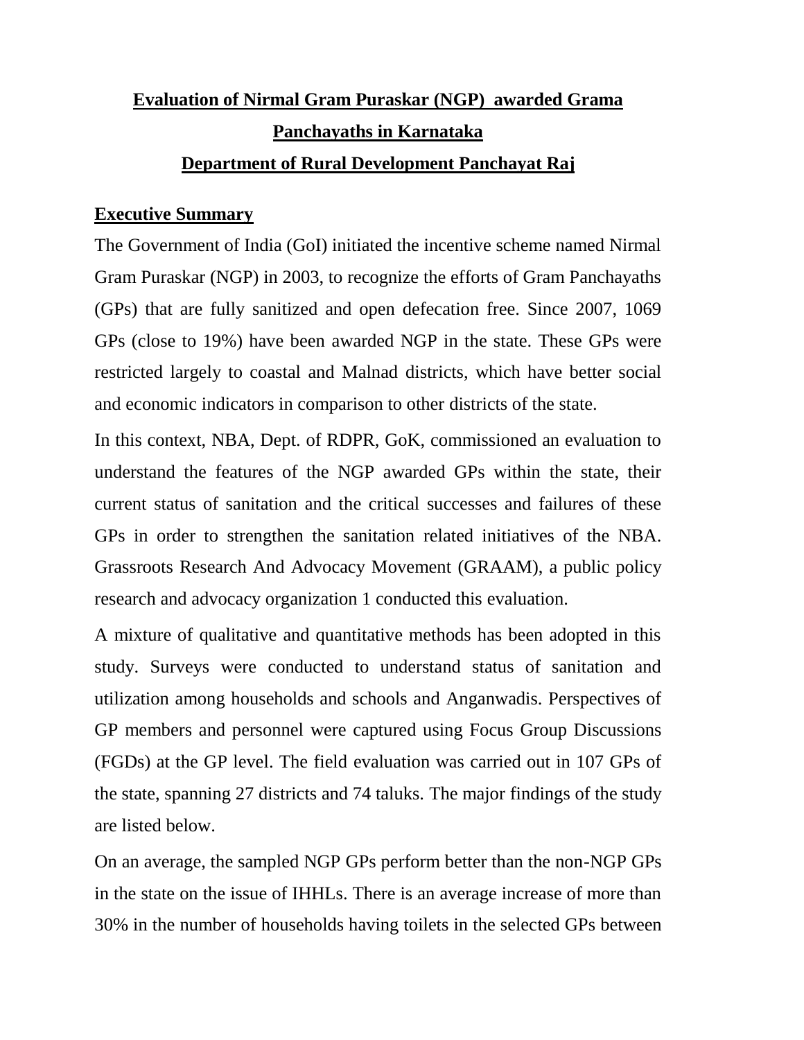# Evaluation of Nirmal Gram Puraskar (NGP) awarded Grama Panchayaths in Karnataka

## Department of Rural Development Panchayat Raj

### Executive Summary

The Government of India (GoI) initiated the incentive scheme named Nirmal Gram Puraskar (NGP) in 2003, to recognize the efforts of Gram Panchayaths (GPs) that are fully sanitized and open defecation free. Since 2007, 1069 GPs (close to 19%) have been awarded NGP in the state. These GPs were restricted largely to coastal and Malnad districts, which have better social and economic indicators in comparison to other districts of the state.

In this context, NBA, Dept. of RDPR, GoK, commissioned an evaluation to understand the features of the NGP awarded GPs within the state, their current status of sanitation and the critical successes and failures of these GPs in order to strengthen the sanitation related initiatives of the NBA. Grassroots Research And Advocacy Movement (GRAAM), a public policy research and advocacy organization [1] conducted this evaluation.

A mixture of qualitative and quantitative methods has been adopted in this study. Surveys were conducted to understand status of sanitation and utilization among households and schools and Anganwadis. Perspectives of GP members and personnel were captured using Focus Group Discussions (FGDs) at the GP level. The field evaluation was carried out in 107 GPs of the state, spanning 27 districts and 74 taluks. The major findings of the study are listed below.

On an average, the sampled NGP GPs perform better than the non-NGP GPs in the state on the issue of IHHLs. There is an average increase of more than 30% in the number of households having toilets in the selected GPs between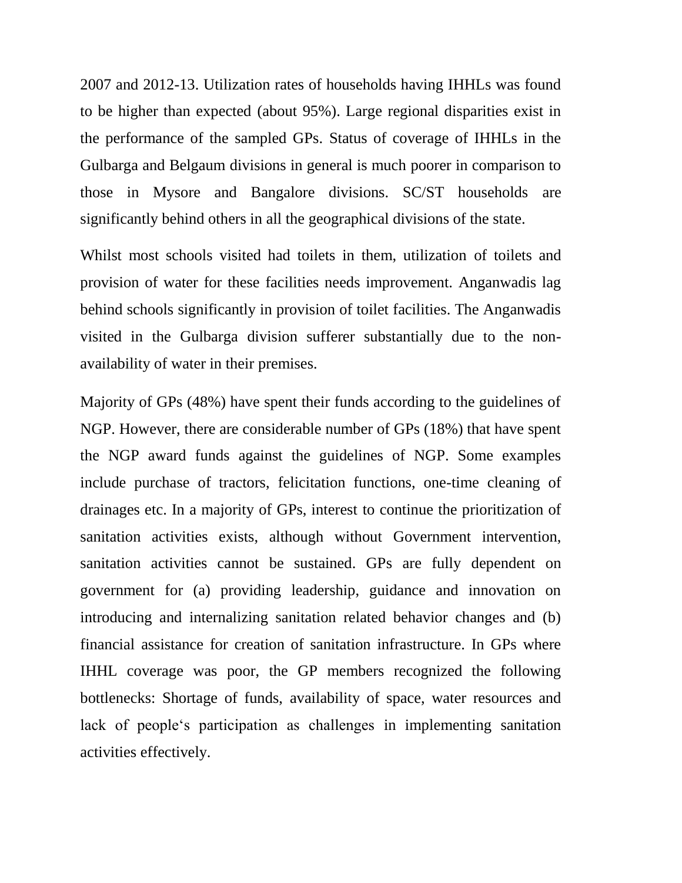2007 and 2012-13. Utilization rates of households having IHHLs was found to be higher than expected (about 95%). Large regional disparities exist in the performance of the sampled GPs. Status of coverage of IHHLs in the Gulbarga and Belgaum divisions in general is much poorer in comparison to those in Mysore and Bangalore divisions. SC/ST households are significantly behind others in all the geographical divisions of the state.

Whilst most schools visited had toilets in them, utilization of toilets and provision of water for these facilities needs improvement. Anganwadis lag behind schools significantly in provision of toilet facilities. The Anganwadis visited in the Gulbarga division sufferer substantially due to the non-availability of water in their premises.

Majority of GPs (48%) have spent their funds according to the guidelines of NGP. However, there are considerable number of GPs (18%) that have spent the NGP award funds against the guidelines of NGP. Some examples include purchase of tractors, felicitation functions, one-time cleaning of drainages etc. In a majority of GPs, interest to continue the prioritization of sanitation activities exists, although without Government intervention, sanitation activities cannot be sustained. GPs are fully dependent on government for (a) providing leadership, guidance and innovation on introducing and internalizing sanitation related behavior changes and (b) financial assistance for creation of sanitation infrastructure. In GPs where IHHL coverage was poor, the GP members recognized the following bottlenecks: Shortage of funds, availability of space, water resources and lack of people‘s participation as challenges in implementing sanitation activities effectively.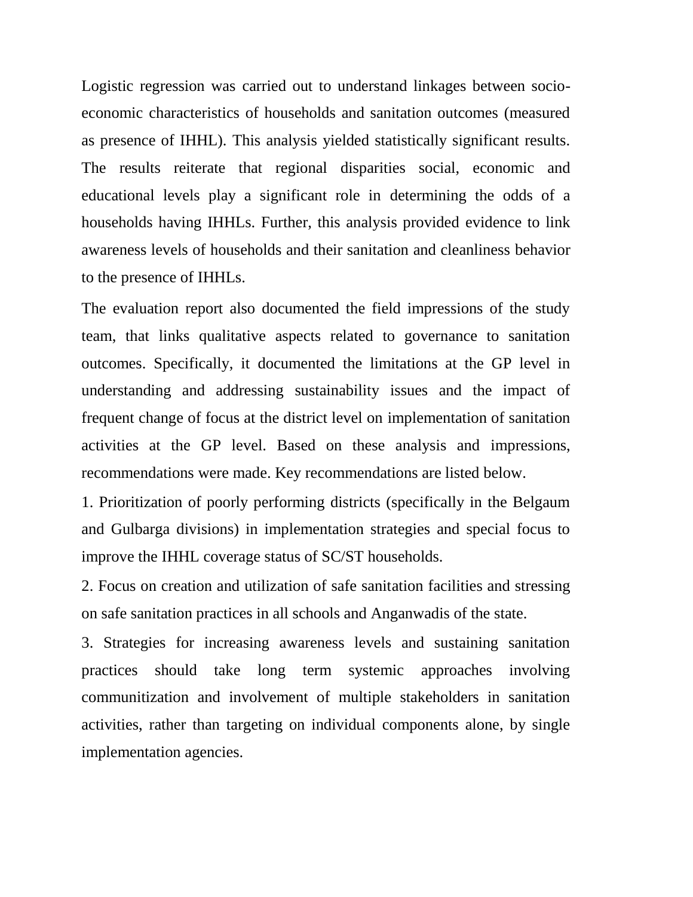Logistic regression was carried out to understand linkages between socio-economic characteristics of households and sanitation outcomes (measured as presence of IHHL). This analysis yielded statistically significant results. The results reiterate that regional disparities social, economic and educational levels play a significant role in determining the odds of a households having IHHLs. Further, this analysis provided evidence to link awareness levels of households and their sanitation and cleanliness behavior to the presence of IHHLs.

The evaluation report also documented the field impressions of the study team, that links qualitative aspects related to governance to sanitation outcomes. Specifically, it documented the limitations at the GP level in understanding and addressing sustainability issues and the impact of frequent change of focus at the district level on implementation of sanitation activities at the GP level. Based on these analysis and impressions, recommendations were made. Key recommendations are listed below.

1. Prioritization of poorly performing districts (specifically in the Belgaum and Gulbarga divisions) in implementation strategies and special focus to improve the IHHL coverage status of SC/ST households.

2. Focus on creation and utilization of safe sanitation facilities and stressing on safe sanitation practices in all schools and Anganwadis of the state.

3. Strategies for increasing awareness levels and sustaining sanitation practices should take long term systemic approaches involving communitization and involvement of multiple stakeholders in sanitation activities, rather than targeting on individual components alone, by single implementation agencies.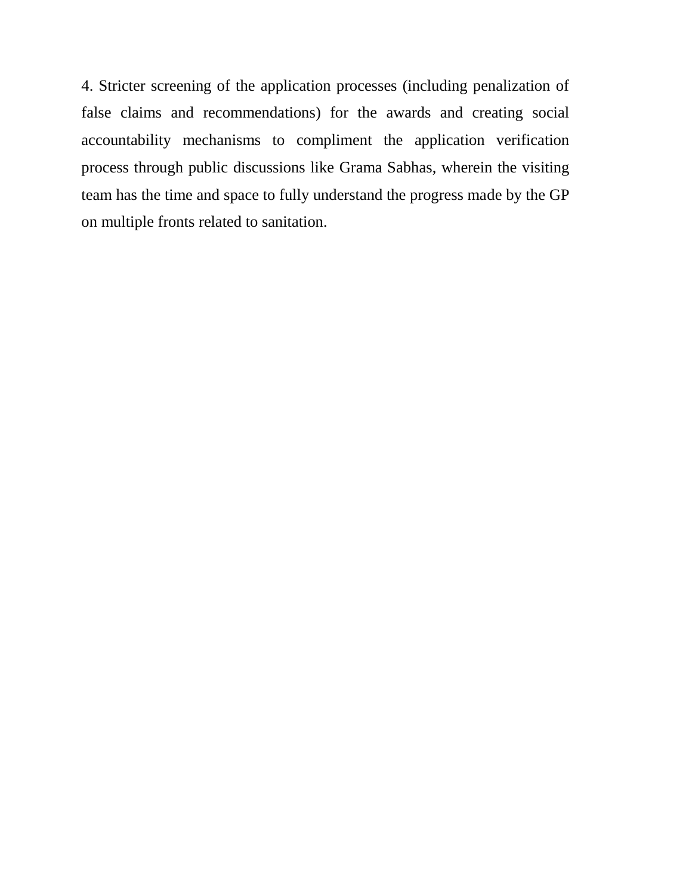4. Stricter screening of the application processes (including penalization of false claims and recommendations) for the awards and creating social accountability mechanisms to compliment the application verification process through public discussions like Grama Sabhas, wherein the visiting team has the time and space to fully understand the progress made by the GP on multiple fronts related to sanitation.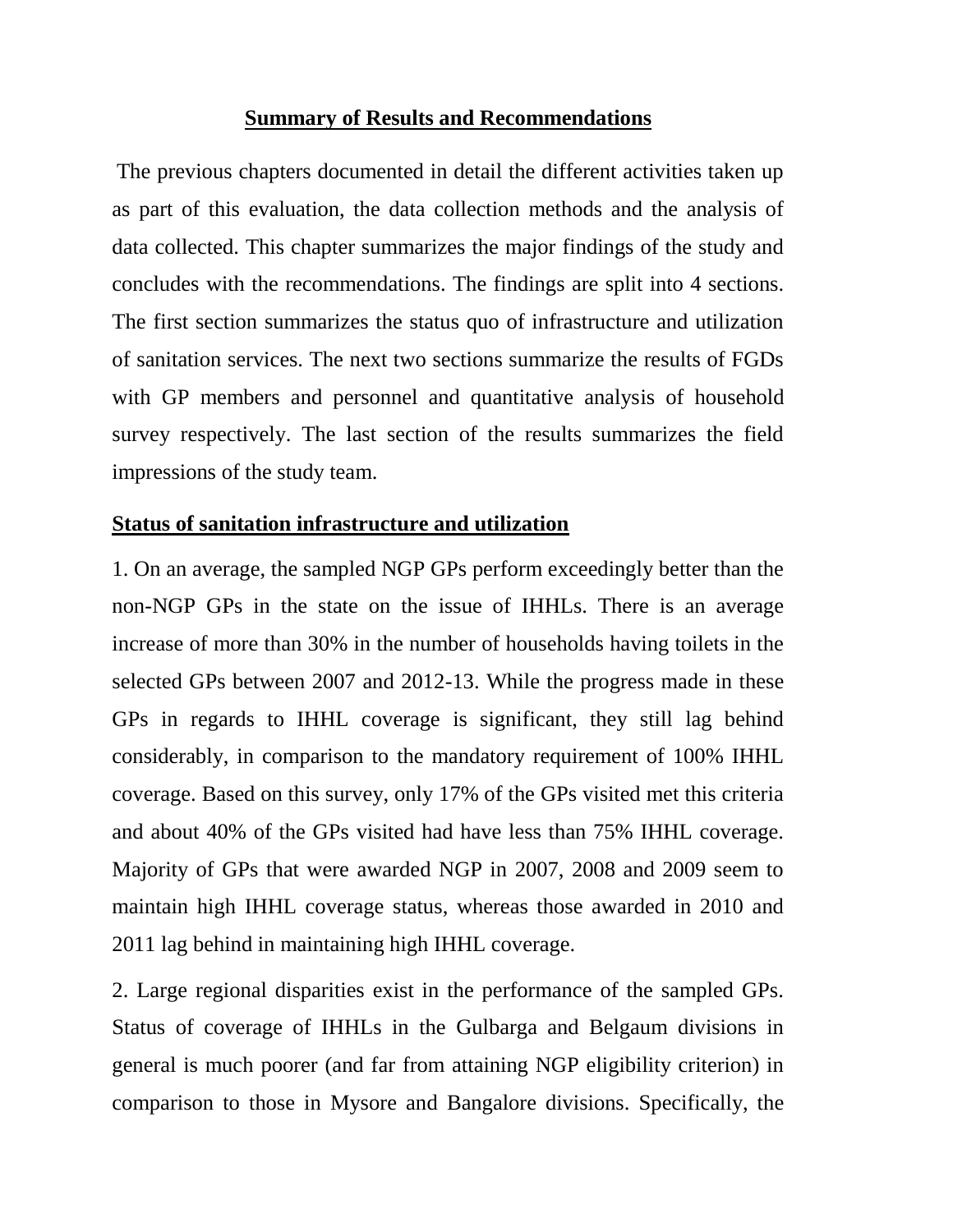## Summary of Results and Recommendations

The previous chapters documented in detail the different activities taken up as part of this evaluation, the data collection methods and the analysis of data collected. This chapter summarizes the major findings of the study and concludes with the recommendations. The findings are split into 4 sections. The first section summarizes the status quo of infrastructure and utilization of sanitation services. The next two sections summarize the results of FGDs with GP members and personnel and quantitative analysis of household survey respectively. The last section of the results summarizes the field impressions of the study team.

### Status of sanitation infrastructure and utilization

1. On an average, the sampled NGP GPs perform exceedingly better than the non-NGP GPs in the state on the issue of IHHLs. There is an average increase of more than 30% in the number of households having toilets in the selected GPs between 2007 and 2012-13. While the progress made in these GPs in regards to IHHL coverage is significant, they still lag behind considerably, in comparison to the mandatory requirement of 100% IHHL coverage. Based on this survey, only 17% of the GPs visited met this criteria and about 40% of the GPs visited had have less than 75% IHHL coverage. Majority of GPs that were awarded NGP in 2007, 2008 and 2009 seem to maintain high IHHL coverage status, whereas those awarded in 2010 and 2011 lag behind in maintaining high IHHL coverage.

2. Large regional disparities exist in the performance of the sampled GPs. Status of coverage of IHHLs in the Gulbarga and Belgaum divisions in general is much poorer (and far from attaining NGP eligibility criterion) in comparison to those in Mysore and Bangalore divisions. Specifically, the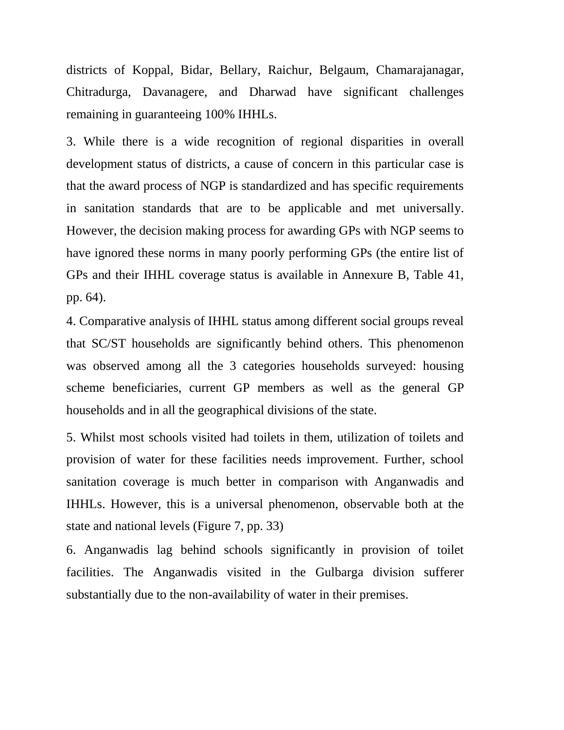districts of Koppal, Bidar, Bellary, Raichur, Belgaum, Chamarajanagar, Chitradurga, Davanagere, and Dharwad have significant challenges remaining in guaranteeing 100% IHHLs.

3. While there is a wide recognition of regional disparities in overall development status of districts, a cause of concern in this particular case is that the award process of NGP is standardized and has specific requirements in sanitation standards that are to be applicable and met universally. However, the decision making process for awarding GPs with NGP seems to have ignored these norms in many poorly performing GPs (the entire list of GPs and their IHHL coverage status is available in Annexure B, Table 41, pp. 64).

4. Comparative analysis of IHHL status among different social groups reveal that SC/ST households are significantly behind others. This phenomenon was observed among all the 3 categories households surveyed: housing scheme beneficiaries, current GP members as well as the general GP households and in all the geographical divisions of the state.

5. Whilst most schools visited had toilets in them, utilization of toilets and provision of water for these facilities needs improvement. Further, school sanitation coverage is much better in comparison with Anganwadis and IHHLs. However, this is a universal phenomenon, observable both at the state and national levels (Figure 7, pp. 33)

6. Anganwadis lag behind schools significantly in provision of toilet facilities. The Anganwadis visited in the Gulbarga division sufferer substantially due to the non-availability of water in their premises.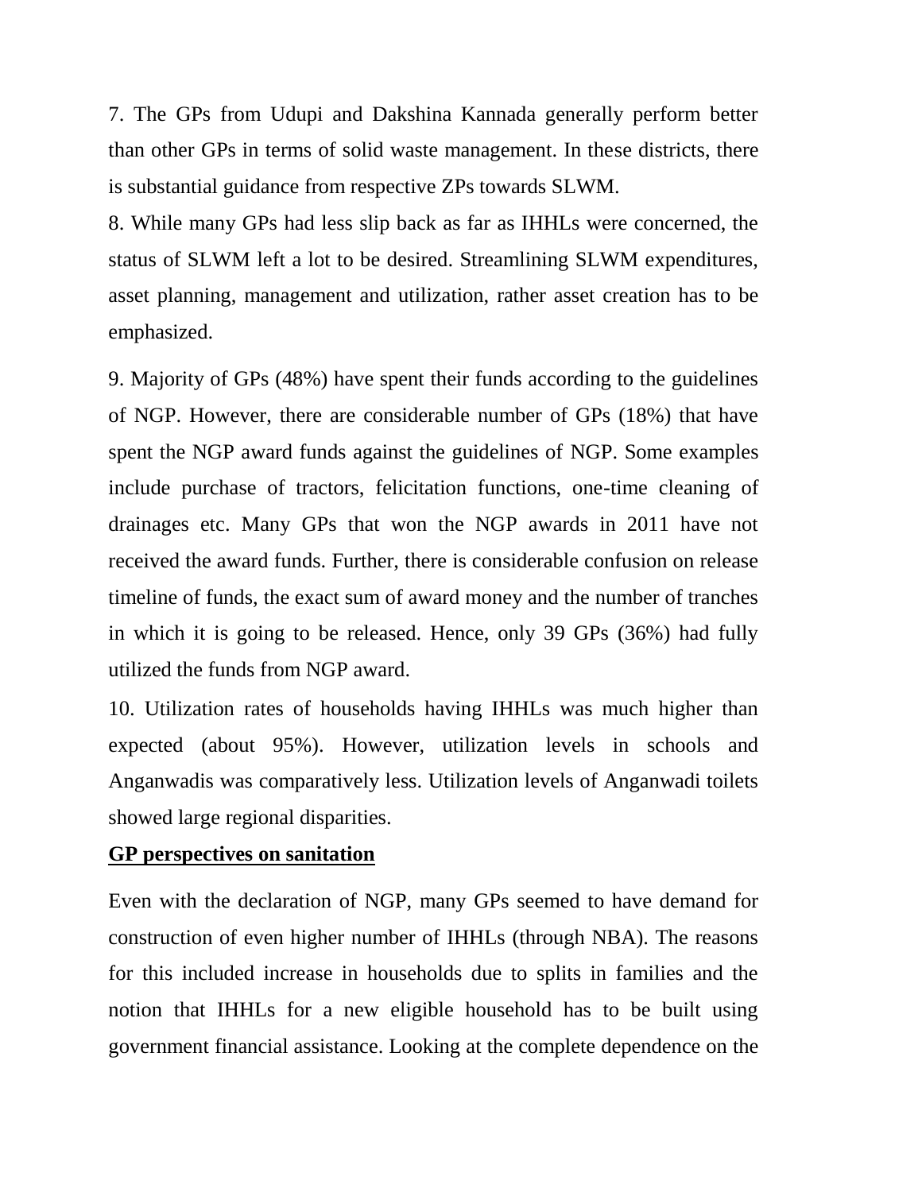7. The GPs from Udupi and Dakshina Kannada generally perform better than other GPs in terms of solid waste management. In these districts, there is substantial guidance from respective ZPs towards SLWM.

8. While many GPs had less slip back as far as IHHLs were concerned, the status of SLWM left a lot to be desired. Streamlining SLWM expenditures, asset planning, management and utilization, rather asset creation has to be emphasized.

9. Majority of GPs (48%) have spent their funds according to the guidelines of NGP. However, there are considerable number of GPs (18%) that have spent the NGP award funds against the guidelines of NGP. Some examples include purchase of tractors, felicitation functions, one-time cleaning of drainages etc. Many GPs that won the NGP awards in 2011 have not received the award funds. Further, there is considerable confusion on release timeline of funds, the exact sum of award money and the number of tranches in which it is going to be released. Hence, only 39 GPs (36%) had fully utilized the funds from NGP award.

10. Utilization rates of households having IHHLs was much higher than expected (about 95%). However, utilization levels in schools and Anganwadis was comparatively less. Utilization levels of Anganwadi toilets showed large regional disparities.

**<u>GP perspectives on sanitation</u>**

Even with the declaration of NGP, many GPs seemed to have demand for construction of even higher number of IHHLs (through NBA). The reasons for this included increase in households due to splits in families and the notion that IHHLs for a new eligible household has to be built using government financial assistance. Looking at the complete dependence on the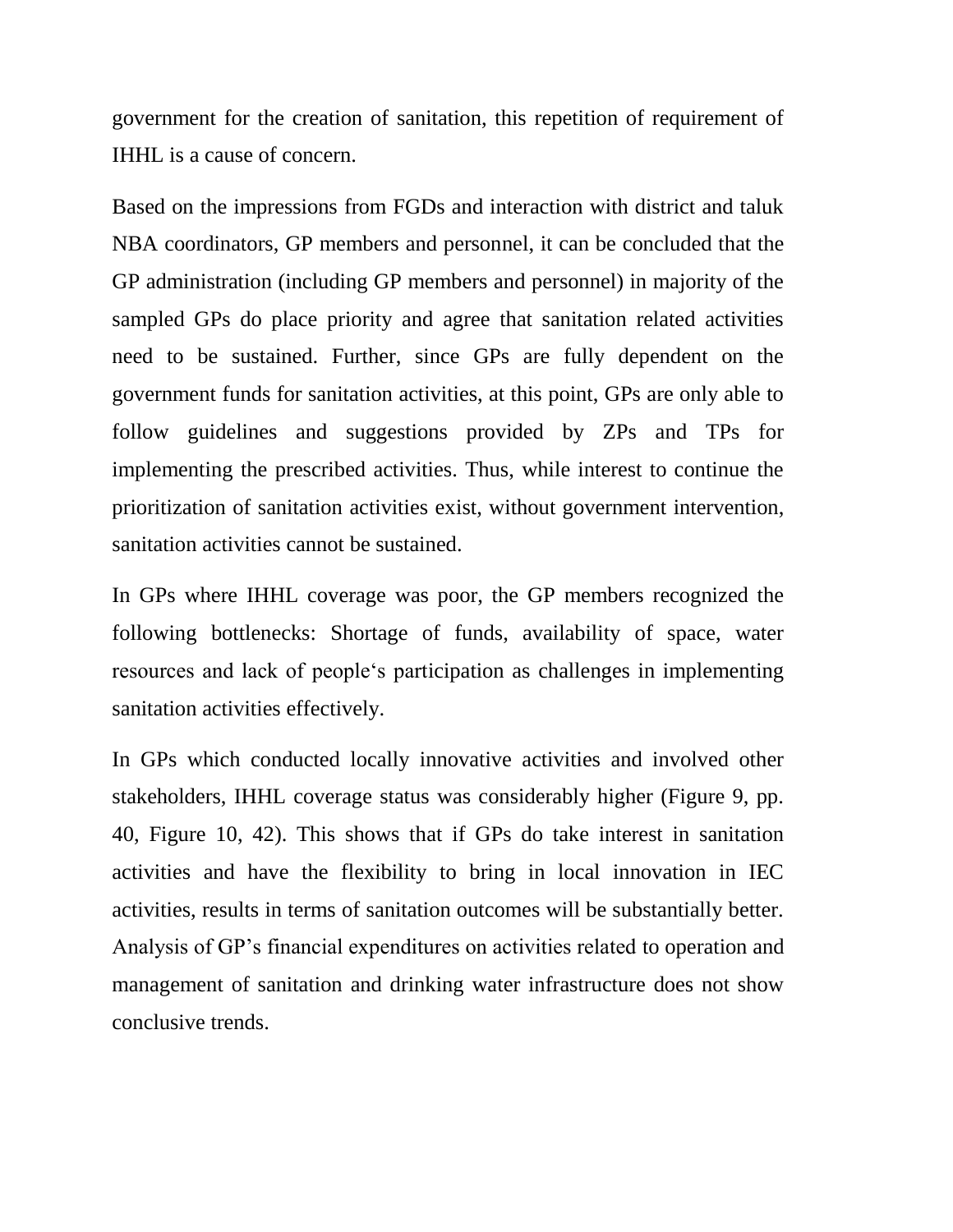government for the creation of sanitation, this repetition of requirement of IHHL is a cause of concern.

Based on the impressions from FGDs and interaction with district and taluk NBA coordinators, GP members and personnel, it can be concluded that the GP administration (including GP members and personnel) in majority of the sampled GPs do place priority and agree that sanitation related activities need to be sustained. Further, since GPs are fully dependent on the government funds for sanitation activities, at this point, GPs are only able to follow guidelines and suggestions provided by ZPs and TPs for implementing the prescribed activities. Thus, while interest to continue the prioritization of sanitation activities exist, without government intervention, sanitation activities cannot be sustained.

In GPs where IHHL coverage was poor, the GP members recognized the following bottlenecks: Shortage of funds, availability of space, water resources and lack of people‘s participation as challenges in implementing sanitation activities effectively.

In GPs which conducted locally innovative activities and involved other stakeholders, IHHL coverage status was considerably higher (Figure 9, pp. 40, Figure 10, 42). This shows that if GPs do take interest in sanitation activities and have the flexibility to bring in local innovation in IEC activities, results in terms of sanitation outcomes will be substantially better. Analysis of GP’s financial expenditures on activities related to operation and management of sanitation and drinking water infrastructure does not show conclusive trends.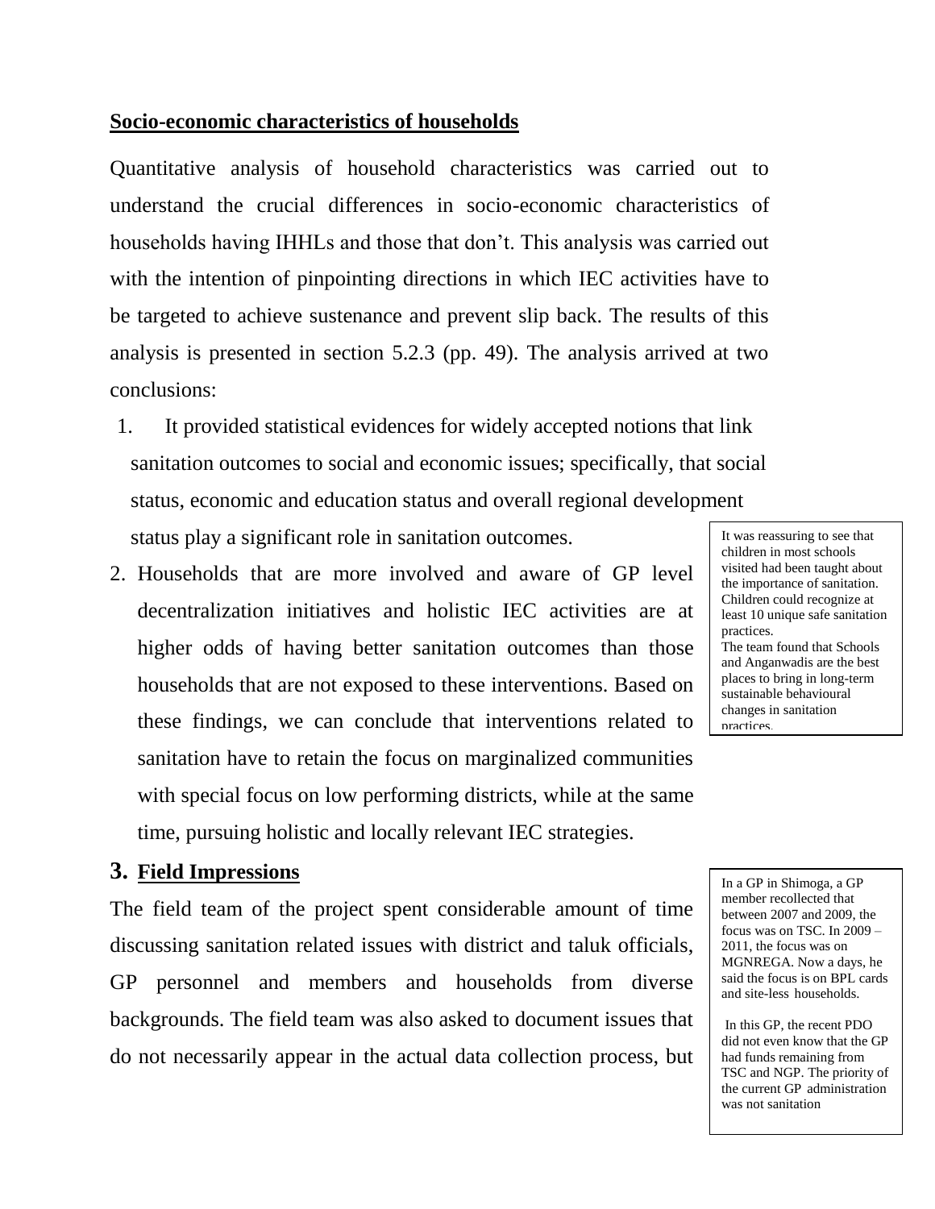**Socio-economic characteristics of households**

Quantitative analysis of household characteristics was carried out to understand the crucial differences in socio-economic characteristics of households having IHHLs and those that don't. This analysis was carried out with the intention of pinpointing directions in which IEC activities have to be targeted to achieve sustenance and prevent slip back. The results of this analysis is presented in section 5.2.3 (pp. 49). The analysis arrived at two conclusions:

1. It provided statistical evidences for widely accepted notions that link sanitation outcomes to social and economic issues; specifically, that social status, economic and education status and overall regional development status play a significant role in sanitation outcomes.
2. Households that are more involved and aware of GP level decentralization initiatives and holistic IEC activities are at higher odds of having better sanitation outcomes than those households that are not exposed to these interventions. Based on these findings, we can conclude that interventions related to sanitation have to retain the focus on marginalized communities with special focus on low performing districts, while at the same time, pursuing holistic and locally relevant IEC strategies.

> It was reassuring to see that children in most schools visited had been taught about the importance of sanitation. Children could recognize at least 10 unique safe sanitation practices.
> The team found that Schools and Anganwadis are the best places to bring in long-term sustainable behavioural changes in sanitation practices.

## 3. Field Impressions

The field team of the project spent considerable amount of time discussing sanitation related issues with district and taluk officials, GP personnel and members and households from diverse backgrounds. The field team was also asked to document issues that do not necessarily appear in the actual data collection process, but

> In a GP in Shimoga, a GP member recollected that between 2007 and 2009, the focus was on TSC. In 2009 – 2011, the focus was on MGNREGA. Now a days, he said the focus is on BPL cards and site-less households.
>
> In this GP, the recent PDO did not even know that the GP had funds remaining from TSC and NGP. The priority of the current GP administration was not sanitation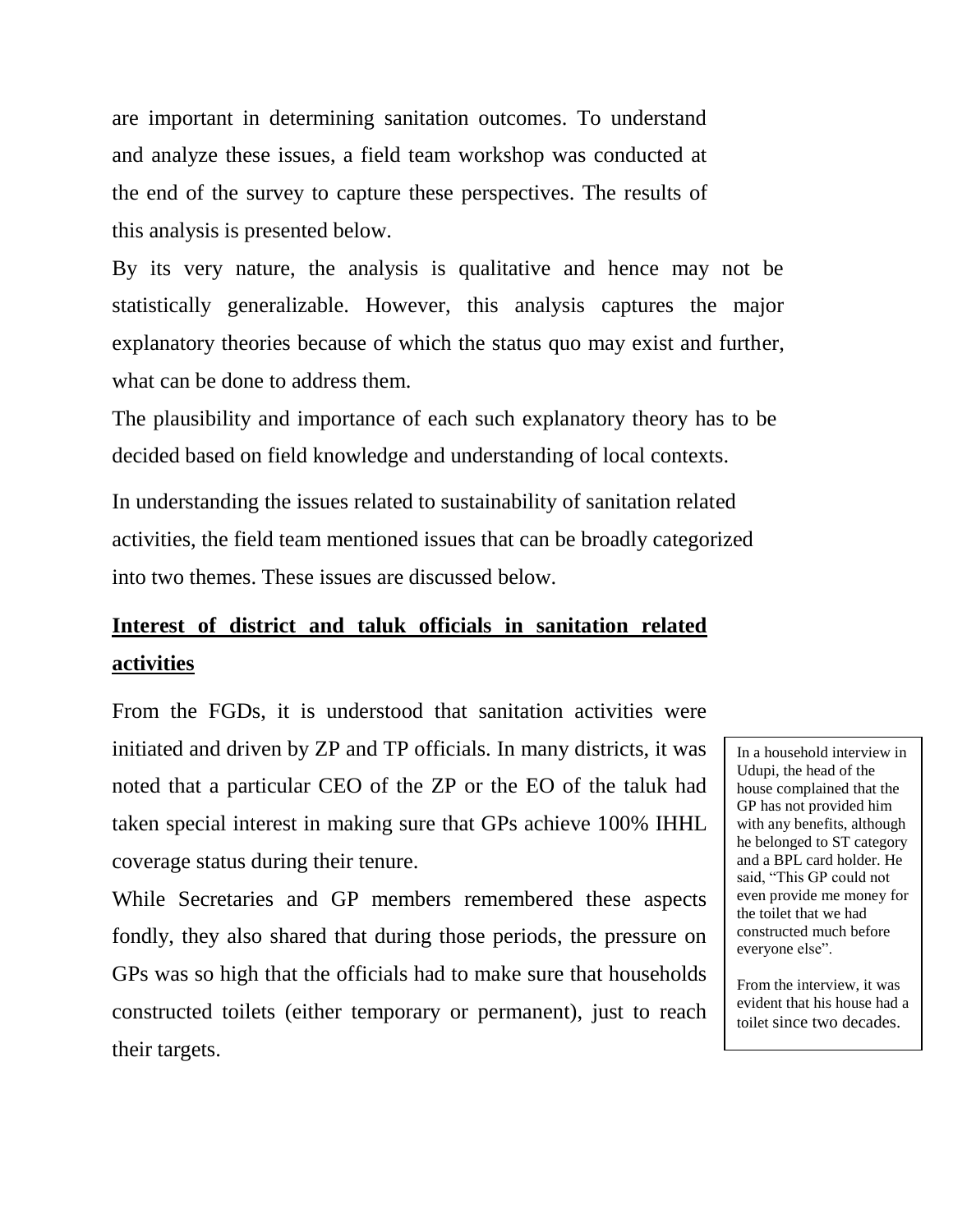are important in determining sanitation outcomes. To understand and analyze these issues, a field team workshop was conducted at the end of the survey to capture these perspectives. The results of this analysis is presented below.

By its very nature, the analysis is qualitative and hence may not be statistically generalizable. However, this analysis captures the major explanatory theories because of which the status quo may exist and further, what can be done to address them.

The plausibility and importance of each such explanatory theory has to be decided based on field knowledge and understanding of local contexts.

In understanding the issues related to sustainability of sanitation related activities, the field team mentioned issues that can be broadly categorized into two themes. These issues are discussed below.

## Interest of district and taluk officials in sanitation related activities

From the FGDs, it is understood that sanitation activities were initiated and driven by ZP and TP officials. In many districts, it was noted that a particular CEO of the ZP or the EO of the taluk had taken special interest in making sure that GPs achieve 100% IHHL coverage status during their tenure.

While Secretaries and GP members remembered these aspects fondly, they also shared that during those periods, the pressure on GPs was so high that the officials had to make sure that households constructed toilets (either temporary or permanent), just to reach their targets.

> In a household interview in Udupi, the head of the house complained that the GP has not provided him with any benefits, although he belonged to ST category and a BPL card holder. He said, "This GP could not even provide me money for the toilet that we had constructed much before everyone else".
>
> From the interview, it was evident that his house had a toilet since two decades.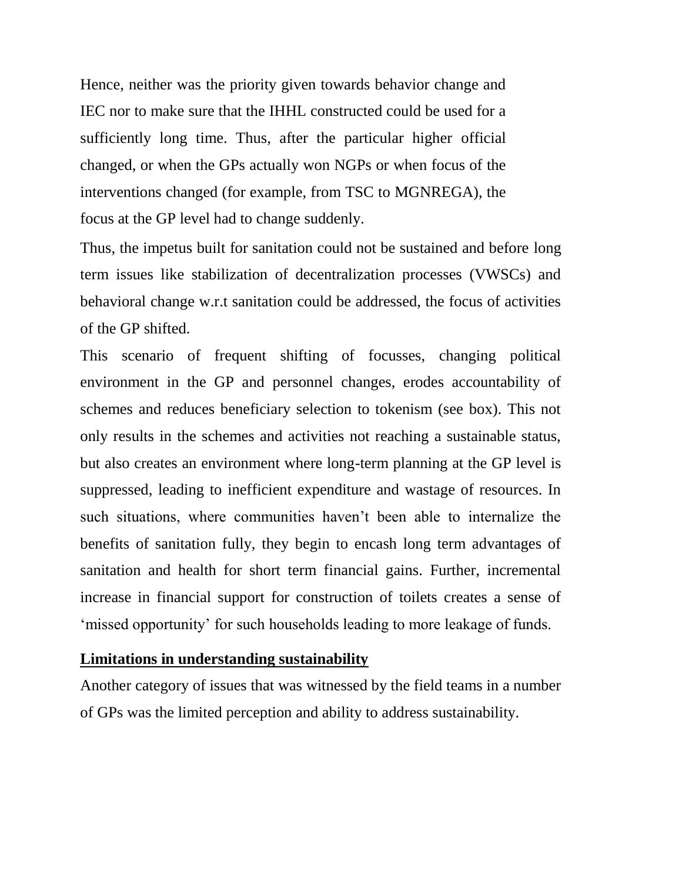Hence, neither was the priority given towards behavior change and IEC nor to make sure that the IHHL constructed could be used for a sufficiently long time. Thus, after the particular higher official changed, or when the GPs actually won NGPs or when focus of the interventions changed (for example, from TSC to MGNREGA), the focus at the GP level had to change suddenly.

Thus, the impetus built for sanitation could not be sustained and before long term issues like stabilization of decentralization processes (VWSCs) and behavioral change w.r.t sanitation could be addressed, the focus of activities of the GP shifted.

This scenario of frequent shifting of focusses, changing political environment in the GP and personnel changes, erodes accountability of schemes and reduces beneficiary selection to tokenism (see box). This not only results in the schemes and activities not reaching a sustainable status, but also creates an environment where long-term planning at the GP level is suppressed, leading to inefficient expenditure and wastage of resources. In such situations, where communities haven't been able to internalize the benefits of sanitation fully, they begin to encash long term advantages of sanitation and health for short term financial gains. Further, incremental increase in financial support for construction of toilets creates a sense of 'missed opportunity' for such households leading to more leakage of funds.

**<u>Limitations in understanding sustainability</u>**

Another category of issues that was witnessed by the field teams in a number of GPs was the limited perception and ability to address sustainability.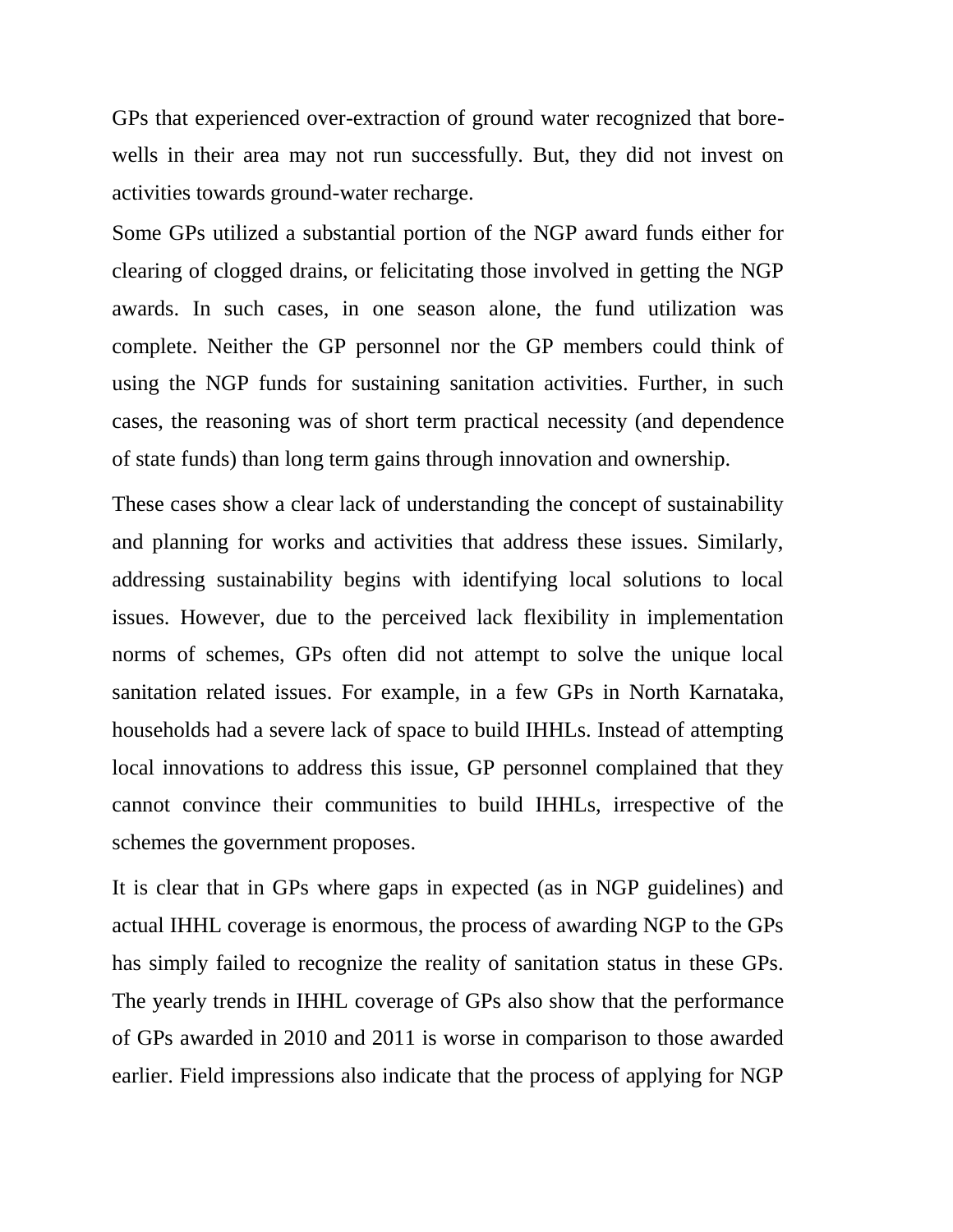GPs that experienced over-extraction of ground water recognized that bore-wells in their area may not run successfully. But, they did not invest on activities towards ground-water recharge.

Some GPs utilized a substantial portion of the NGP award funds either for clearing of clogged drains, or felicitating those involved in getting the NGP awards. In such cases, in one season alone, the fund utilization was complete. Neither the GP personnel nor the GP members could think of using the NGP funds for sustaining sanitation activities. Further, in such cases, the reasoning was of short term practical necessity (and dependence of state funds) than long term gains through innovation and ownership.

These cases show a clear lack of understanding the concept of sustainability and planning for works and activities that address these issues. Similarly, addressing sustainability begins with identifying local solutions to local issues. However, due to the perceived lack flexibility in implementation norms of schemes, GPs often did not attempt to solve the unique local sanitation related issues. For example, in a few GPs in North Karnataka, households had a severe lack of space to build IHHLs. Instead of attempting local innovations to address this issue, GP personnel complained that they cannot convince their communities to build IHHLs, irrespective of the schemes the government proposes.

It is clear that in GPs where gaps in expected (as in NGP guidelines) and actual IHHL coverage is enormous, the process of awarding NGP to the GPs has simply failed to recognize the reality of sanitation status in these GPs. The yearly trends in IHHL coverage of GPs also show that the performance of GPs awarded in 2010 and 2011 is worse in comparison to those awarded earlier. Field impressions also indicate that the process of applying for NGP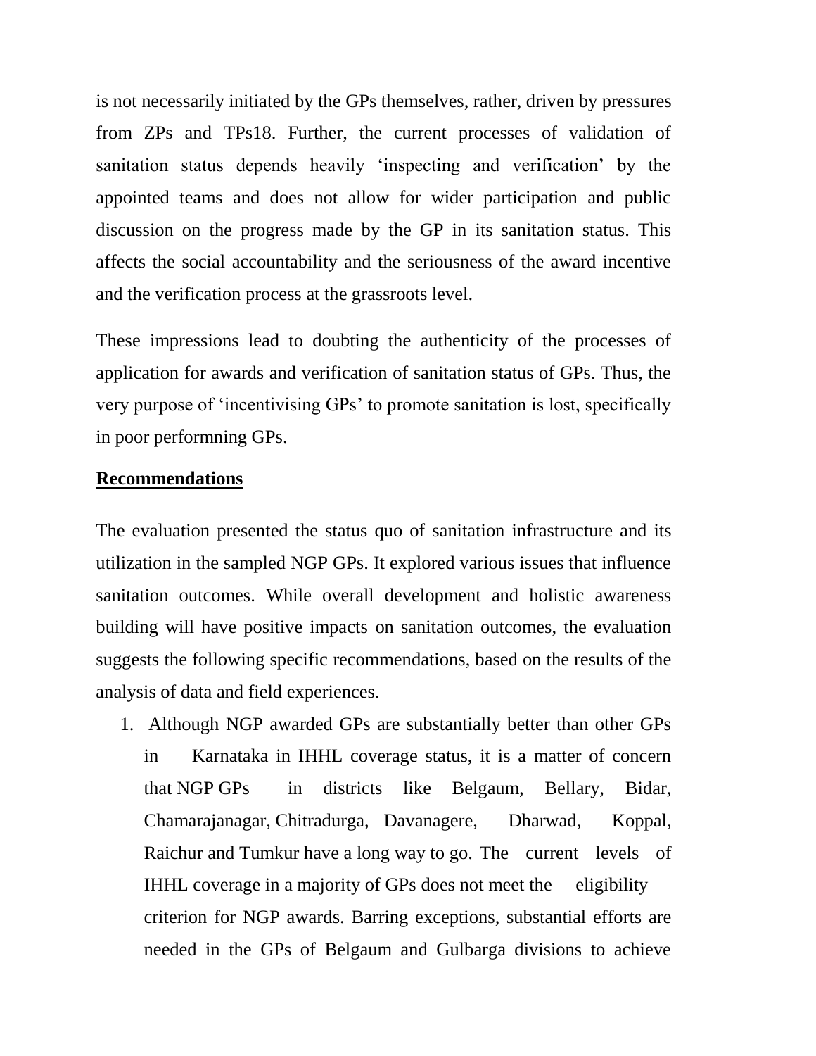is not necessarily initiated by the GPs themselves, rather, driven by pressures from ZPs and TPs18. Further, the current processes of validation of sanitation status depends heavily 'inspecting and verification' by the appointed teams and does not allow for wider participation and public discussion on the progress made by the GP in its sanitation status. This affects the social accountability and the seriousness of the award incentive and the verification process at the grassroots level.

These impressions lead to doubting the authenticity of the processes of application for awards and verification of sanitation status of GPs. Thus, the very purpose of 'incentivising GPs' to promote sanitation is lost, specifically in poor performning GPs.

**Recommendations**

The evaluation presented the status quo of sanitation infrastructure and its utilization in the sampled NGP GPs. It explored various issues that influence sanitation outcomes. While overall development and holistic awareness building will have positive impacts on sanitation outcomes, the evaluation suggests the following specific recommendations, based on the results of the analysis of data and field experiences.

1. Although NGP awarded GPs are substantially better than other GPs in Karnataka in IHHL coverage status, it is a matter of concern that NGP GPs in districts like Belgaum, Bellary, Bidar, Chamarajanagar, Chitradurga, Davanagere, Dharwad, Koppal, Raichur and Tumkur have a long way to go. The current levels of IHHL coverage in a majority of GPs does not meet the eligibility criterion for NGP awards. Barring exceptions, substantial efforts are needed in the GPs of Belgaum and Gulbarga divisions to achieve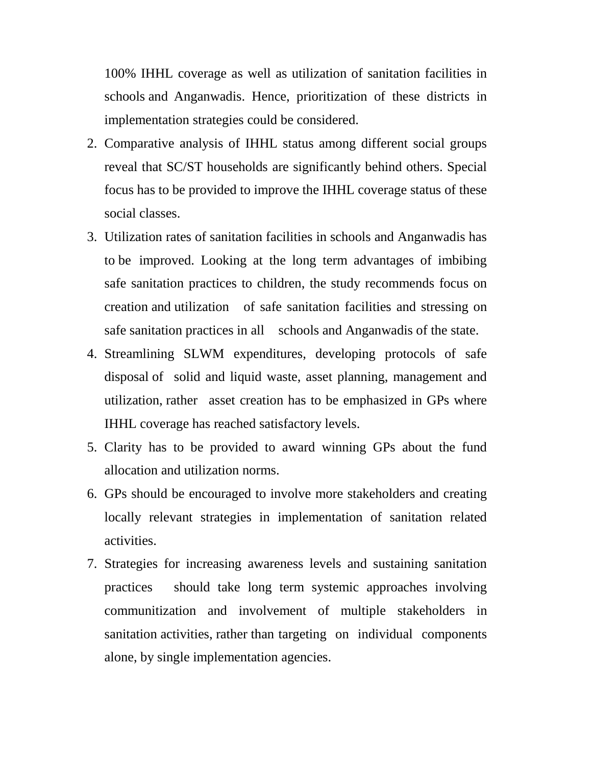100% IHHL coverage as well as utilization of sanitation facilities in schools and Anganwadis. Hence, prioritization of these districts in implementation strategies could be considered.

2. Comparative analysis of IHHL status among different social groups reveal that SC/ST households are significantly behind others. Special focus has to be provided to improve the IHHL coverage status of these social classes.
3. Utilization rates of sanitation facilities in schools and Anganwadis has to be improved. Looking at the long term advantages of imbibing safe sanitation practices to children, the study recommends focus on creation and utilization of safe sanitation facilities and stressing on safe sanitation practices in all schools and Anganwadis of the state.
4. Streamlining SLWM expenditures, developing protocols of safe disposal of solid and liquid waste, asset planning, management and utilization, rather asset creation has to be emphasized in GPs where IHHL coverage has reached satisfactory levels.
5. Clarity has to be provided to award winning GPs about the fund allocation and utilization norms.
6. GPs should be encouraged to involve more stakeholders and creating locally relevant strategies in implementation of sanitation related activities.
7. Strategies for increasing awareness levels and sustaining sanitation practices should take long term systemic approaches involving communitization and involvement of multiple stakeholders in sanitation activities, rather than targeting on individual components alone, by single implementation agencies.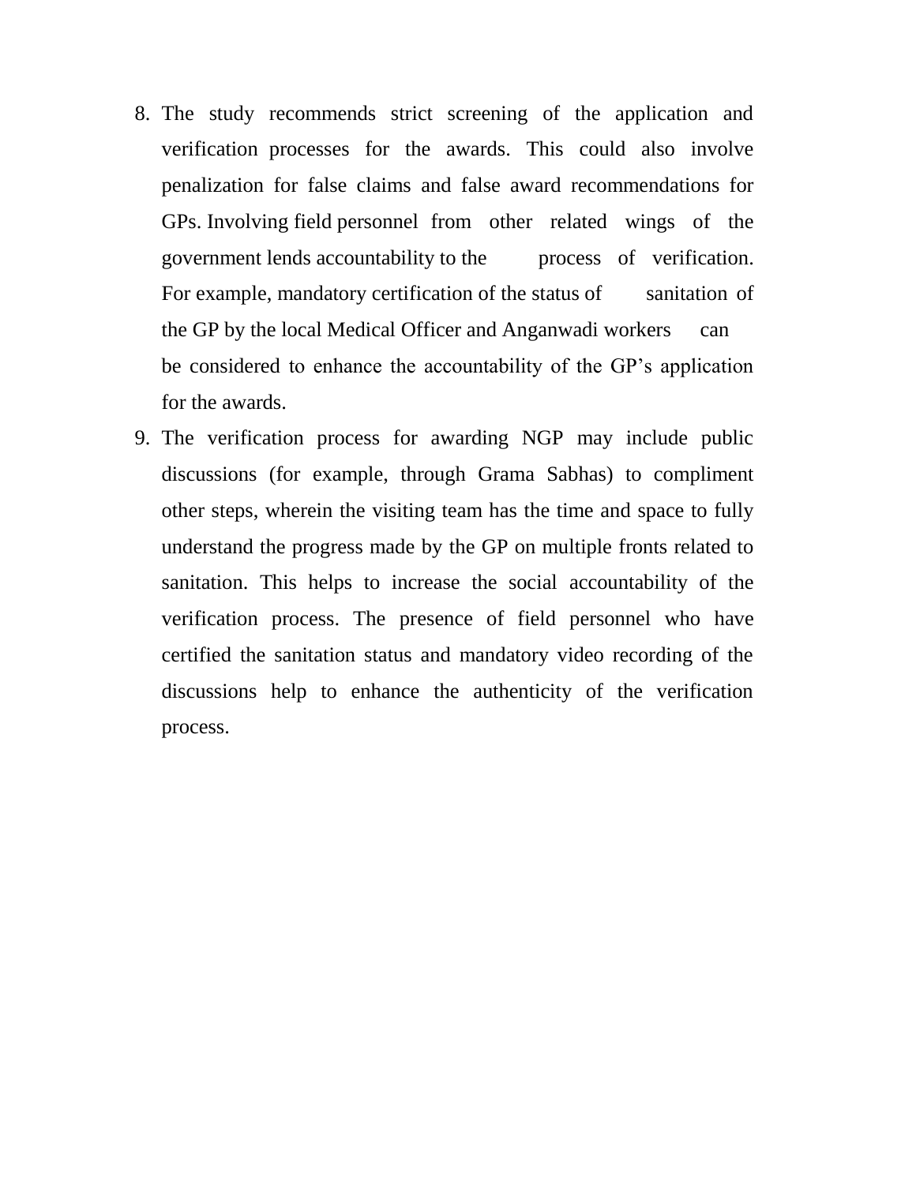8. The study recommends strict screening of the application and verification processes for the awards. This could also involve penalization for false claims and false award recommendations for GPs. Involving field personnel from other related wings of the government lends accountability to the process of verification. For example, mandatory certification of the status of sanitation of the GP by the local Medical Officer and Anganwadi workers can be considered to enhance the accountability of the GP's application for the awards.
9. The verification process for awarding NGP may include public discussions (for example, through Grama Sabhas) to compliment other steps, wherein the visiting team has the time and space to fully understand the progress made by the GP on multiple fronts related to sanitation. This helps to increase the social accountability of the verification process. The presence of field personnel who have certified the sanitation status and mandatory video recording of the discussions help to enhance the authenticity of the verification process.